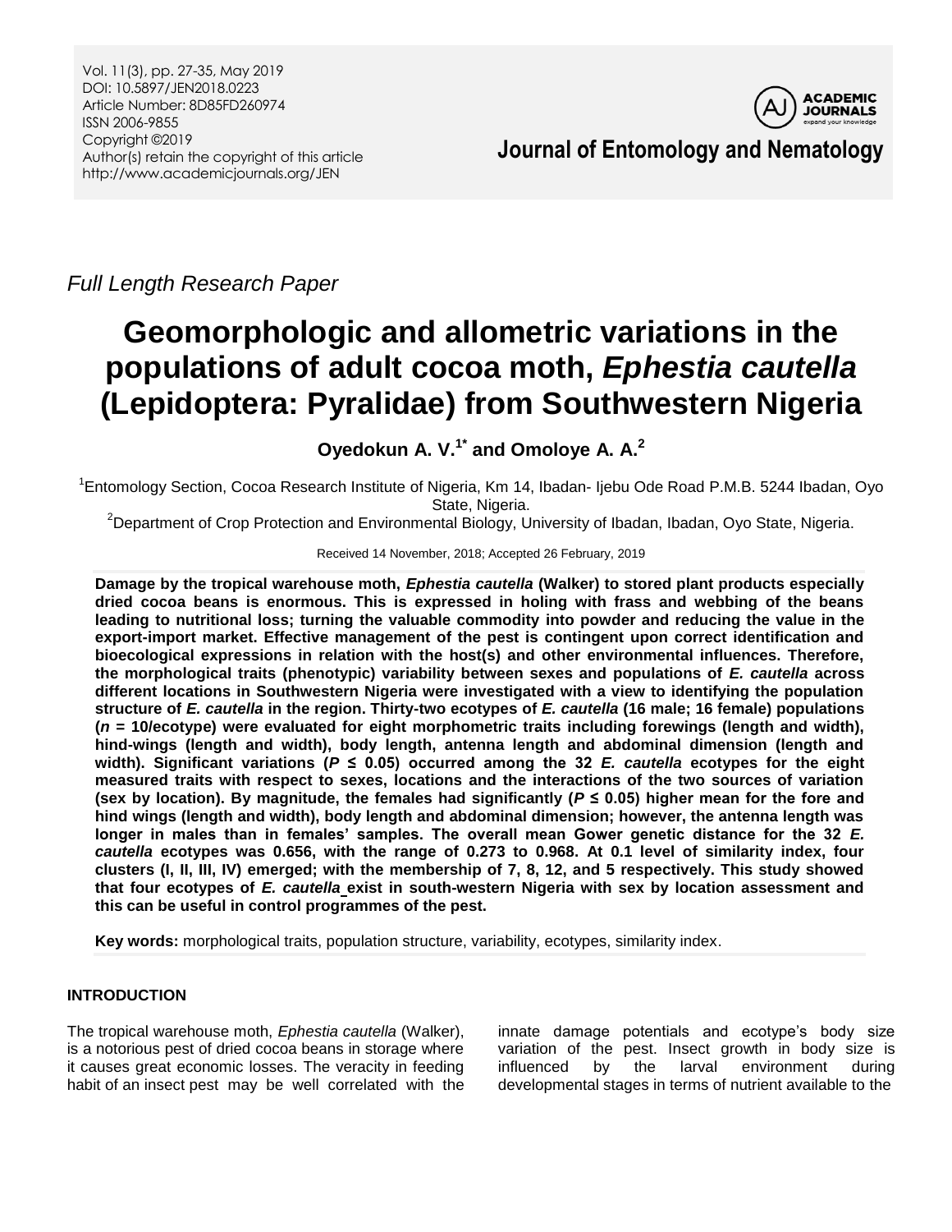Full Length Research Paper

# Geomorphologic and allometric variations in the populations of adult cocoa moth, *Ephestia cautella* (Lepidoptera: Pyralidae) from Southwestern Nigeria

**Oyedokun A. V.[1*] and Omoloye A. A.[2]**

[1]Entomology Section, Cocoa Research Institute of Nigeria, Km 14, Ibadan- Ijebu Ode Road P.M.B. 5244 Ibadan, Oyo State, Nigeria.

[2]Department of Crop Protection and Environmental Biology, University of Ibadan, Ibadan, Oyo State, Nigeria.

Received 14 November, 2018; Accepted 26 February, 2019

**Damage by the tropical warehouse moth, *Ephestia cautella* (Walker) to stored plant products especially dried cocoa beans is enormous. This is expressed in holing with frass and webbing of the beans leading to nutritional loss; turning the valuable commodity into powder and reducing the value in the export-import market. Effective management of the pest is contingent upon correct identification and bioecological expressions in relation with the host(s) and other environmental influences. Therefore, the morphological traits (phenotypic) variability between sexes and populations of *E. cautella* across different locations in Southwestern Nigeria were investigated with a view to identifying the population structure of *E. cautella* in the region. Thirty-two ecotypes of *E. cautella* (16 male; 16 female) populations (*n* = 10/ecotype) were evaluated for eight morphometric traits including forewings (length and width), hind-wings (length and width), body length, antenna length and abdominal dimension (length and width). Significant variations ($P \leq 0.05$) occurred among the 32 *E. cautella* ecotypes for the eight measured traits with respect to sexes, locations and the interactions of the two sources of variation (sex by location). By magnitude, the females had significantly ($P \leq 0.05$) higher mean for the fore and hind wings (length and width), body length and abdominal dimension; however, the antenna length was longer in males than in females' samples. The overall mean Gower genetic distance for the 32 *E. cautella* ecotypes was 0.656, with the range of 0.273 to 0.968. At 0.1 level of similarity index, four clusters (I, II, III, IV) emerged; with the membership of 7, 8, 12, and 5 respectively. This study showed that four ecotypes of *E. cautella* exist in south-western Nigeria with sex by location assessment and this can be useful in control programmes of the pest.**

**Key words:** morphological traits, population structure, variability, ecotypes, similarity index.

## INTRODUCTION

The tropical warehouse moth, *Ephestia cautella* (Walker), is a notorious pest of dried cocoa beans in storage where it causes great economic losses. The veracity in feeding habit of an insect pest may be well correlated with the innate damage potentials and ecotype's body size variation of the pest. Insect growth in body size is influenced by the larval environment during developmental stages in terms of nutrient available to the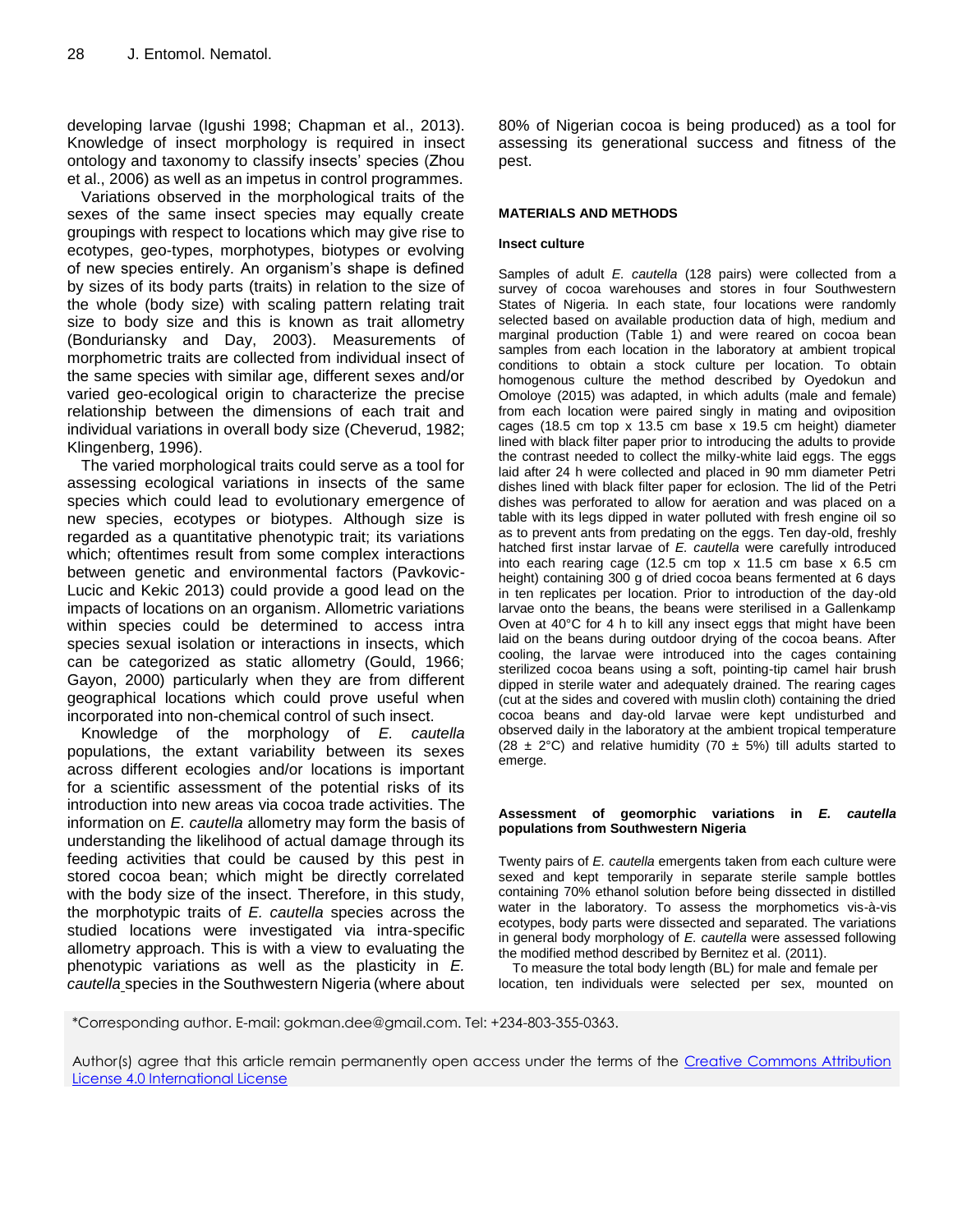developing larvae (Igushi 1998; Chapman et al., 2013). Knowledge of insect morphology is required in insect ontology and taxonomy to classify insects' species (Zhou et al., 2006) as well as an impetus in control programmes.

Variations observed in the morphological traits of the sexes of the same insect species may equally create groupings with respect to locations which may give rise to ecotypes, geo-types, morphotypes, biotypes or evolving of new species entirely. An organism's shape is defined by sizes of its body parts (traits) in relation to the size of the whole (body size) with scaling pattern relating trait size to body size and this is known as trait allometry (Bonduriansky and Day, 2003). Measurements of morphometric traits are collected from individual insect of the same species with similar age, different sexes and/or varied geo-ecological origin to characterize the precise relationship between the dimensions of each trait and individual variations in overall body size (Cheverud, 1982; Klingenberg, 1996).

The varied morphological traits could serve as a tool for assessing ecological variations in insects of the same species which could lead to evolutionary emergence of new species, ecotypes or biotypes. Although size is regarded as a quantitative phenotypic trait; its variations which; oftentimes result from some complex interactions between genetic and environmental factors (Pavkovic-Lucic and Kekic 2013) could provide a good lead on the impacts of locations on an organism. Allometric variations within species could be determined to access intra species sexual isolation or interactions in insects, which can be categorized as static allometry (Gould, 1966; Gayon, 2000) particularly when they are from different geographical locations which could prove useful when incorporated into non-chemical control of such insect.

Knowledge of the morphology of *E. cautella* populations, the extant variability between its sexes across different ecologies and/or locations is important for a scientific assessment of the potential risks of its introduction into new areas via cocoa trade activities. The information on *E. cautella* allometry may form the basis of understanding the likelihood of actual damage through its feeding activities that could be caused by this pest in stored cocoa bean; which might be directly correlated with the body size of the insect. Therefore, in this study, the morphotypic traits of *E. cautella* species across the studied locations were investigated via intra-specific allometry approach. This is with a view to evaluating the phenotypic variations as well as the plasticity in *E. cautella* species in the Southwestern Nigeria (where about 80% of Nigerian cocoa is being produced) as a tool for assessing its generational success and fitness of the pest.

## MATERIALS AND METHODS

### Insect culture

Samples of adult *E. cautella* (128 pairs) were collected from a survey of cocoa warehouses and stores in four Southwestern States of Nigeria. In each state, four locations were randomly selected based on available production data of high, medium and marginal production (Table 1) and were reared on cocoa bean samples from each location in the laboratory at ambient tropical conditions to obtain a stock culture per location. To obtain homogenous culture the method described by Oyedokun and Omoloye (2015) was adapted, in which adults (male and female) from each location were paired singly in mating and oviposition cages (18.5 cm top x 13.5 cm base x 19.5 cm height) diameter lined with black filter paper prior to introducing the adults to provide the contrast needed to collect the milky-white laid eggs. The eggs laid after 24 h were collected and placed in 90 mm diameter Petri dishes lined with black filter paper for eclosion. The lid of the Petri dishes was perforated to allow for aeration and was placed on a table with its legs dipped in water polluted with fresh engine oil so as to prevent ants from predating on the eggs. Ten day-old, freshly hatched first instar larvae of *E. cautella* were carefully introduced into each rearing cage (12.5 cm top x 11.5 cm base x 6.5 cm height) containing 300 g of dried cocoa beans fermented at 6 days in ten replicates per location. Prior to introduction of the day-old larvae onto the beans, the beans were sterilised in a Gallenkamp Oven at 40°C for 4 h to kill any insect eggs that might have been laid on the beans during outdoor drying of the cocoa beans. After cooling, the larvae were introduced into the cages containing sterilized cocoa beans using a soft, pointing-tip camel hair brush dipped in sterile water and adequately drained. The rearing cages (cut at the sides and covered with muslin cloth) containing the dried cocoa beans and day-old larvae were kept undisturbed and observed daily in the laboratory at the ambient tropical temperature (28 ± 2°C) and relative humidity (70 ± 5%) till adults started to emerge.

### Assessment of geomorphic variations in *E. cautella* populations from Southwestern Nigeria

Twenty pairs of *E. cautella* emergents taken from each culture were sexed and kept temporarily in separate sterile sample bottles containing 70% ethanol solution before being dissected in distilled water in the laboratory. To assess the morphometics vis-à-vis ecotypes, body parts were dissected and separated. The variations in general body morphology of *E. cautella* were assessed following the modified method described by Bernitez et al. (2011).

To measure the total body length (BL) for male and female per location, ten individuals were selected per sex, mounted on

*Corresponding author. E-mail: gokman.dee@gmail.com. Tel: +234-803-355-0363.

Author(s) agree that this article remain permanently open access under the terms of the Creative Commons Attribution License 4.0 International License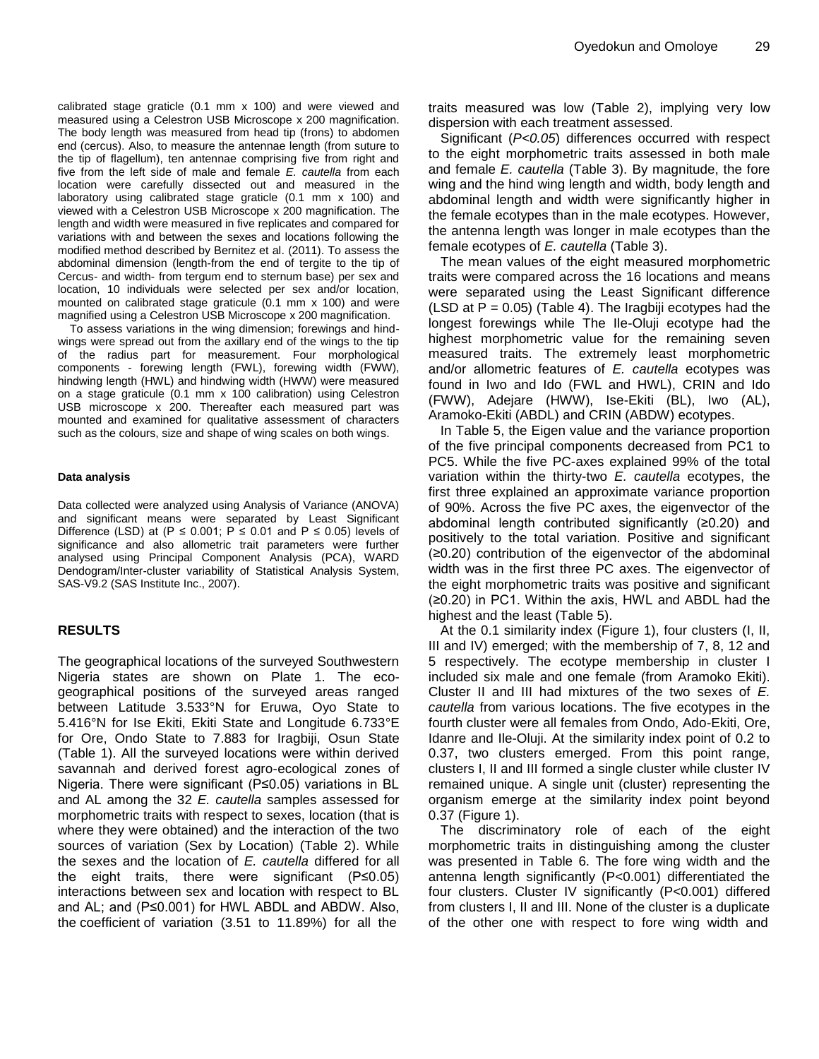calibrated stage graticle (0.1 mm x 100) and were viewed and measured using a Celestron USB Microscope x 200 magnification. The body length was measured from head tip (frons) to abdomen end (cercus). Also, to measure the antennae length (from suture to the tip of flagellum), ten antennae comprising five from right and five from the left side of male and female *E. cautella* from each location were carefully dissected out and measured in the laboratory using calibrated stage graticle (0.1 mm x 100) and viewed with a Celestron USB Microscope x 200 magnification. The length and width were measured in five replicates and compared for variations with and between the sexes and locations following the modified method described by Bernitez et al. (2011). To assess the abdominal dimension (length-from the end of tergite to the tip of Cercus- and width- from tergum end to sternum base) per sex and location, 10 individuals were selected per sex and/or location, mounted on calibrated stage graticle (0.1 mm x 100) and were magnified using a Celestron USB Microscope x 200 magnification.

To assess variations in the wing dimension; forewings and hindwings were spread out from the axillary end of the wings to the tip of the radius part for measurement. Four morphological components - forewing length (FWL), forewing width (FWW), hindwing length (HWL) and hindwing width (HWW) were measured on a stage graticule (0.1 mm x 100 calibration) using Celestron USB microscope x 200. Thereafter each measured part was mounted and examined for qualitative assessment of characters such as the colours, size and shape of wing scales on both wings.

#### Data analysis

Data collected were analyzed using Analysis of Variance (ANOVA) and significant means were separated by Least Significant Difference (LSD) at ($P \leq 0.001$; $P \leq 0.01$ and $P \leq 0.05$) levels of significance and also allometric trait parameters were further analysed using Principal Component Analysis (PCA), WARD Dendogram/Inter-cluster variability of Statistical Analysis System, SAS-V9.2 (SAS Institute Inc., 2007).

## RESULTS

The geographical locations of the surveyed Southwestern Nigeria states are shown on Plate 1. The eco-geographical positions of the surveyed areas ranged between Latitude 3.533°N for Eruwa, Oyo State to 5.416°N for Ise Ekiti, Ekiti State and Longitude 6.733°E for Ore, Ondo State to 7.883 for Iragbiji, Osun State (Table 1). All the surveyed locations were within derived savannah and derived forest agro-ecological zones of Nigeria. There were significant ($P \leq 0.05$) variations in BL and AL among the 32 *E. cautella* samples assessed for morphometric traits with respect to sexes, location (that is where they were obtained) and the interaction of the two sources of variation (Sex by Location) (Table 2). While the sexes and the location of *E. cautella* differed for all the eight traits, there were significant ($P \leq 0.05$) interactions between sex and location with respect to BL and AL; and ($P \leq 0.001$) for HWL ABDL and ABDW. Also, the coefficient of variation (3.51 to 11.89%) for all the traits measured was low (Table 2), implying very low dispersion with each treatment assessed.

Significant ($P<0.05$) differences occurred with respect to the eight morphometric traits assessed in both male and female *E. cautella* (Table 3). By magnitude, the fore wing and the hind wing length and width, body length and abdominal length and width were significantly higher in the female ecotypes than in the male ecotypes. However, the antenna length was longer in male ecotypes than the female ecotypes of *E. cautella* (Table 3).

The mean values of the eight measured morphometric traits were compared across the 16 locations and means were separated using the Least Significant difference (LSD at $P = 0.05$) (Table 4). The Iragbiji ecotypes had the longest forewings while The Ile-Oluji ecotype had the highest morphometric value for the remaining seven measured traits. The extremely least morphometric and/or allometric features of *E. cautella* ecotypes was found in Iwo and Ido (FWL and HWL), CRIN and Ido (FWW), Adejare (HWW), Ise-Ekiti (BL), Iwo (AL), Aramoko-Ekiti (ABDL) and CRIN (ABDW) ecotypes.

In Table 5, the Eigen value and the variance proportion of the five principal components decreased from PC1 to PC5. While the five PC-axes explained 99% of the total variation within the thirty-two *E. cautella* ecotypes, the first three explained an approximate variance proportion of 90%. Across the five PC axes, the eigenvector of the abdominal length contributed significantly (≥0.20) and positively to the total variation. Positive and significant (≥0.20) contribution of the eigenvector of the abdominal width was in the first three PC axes. The eigenvector of the eight morphometric traits was positive and significant (≥0.20) in PC1. Within the axis, HWL and ABDL had the highest and the least (Table 5).

At the 0.1 similarity index (Figure 1), four clusters (I, II, III and IV) emerged; with the membership of 7, 8, 12 and 5 respectively. The ecotype membership in cluster I included six male and one female (from Aramoko Ekiti). Cluster II and III had mixtures of the two sexes of *E. cautella* from various locations. The five ecotypes in the fourth cluster were all females from Ondo, Ado-Ekiti, Ore, Idanre and Ile-Oluji. At the similarity index point of 0.2 to 0.37, two clusters emerged. From this point range, clusters I, II and III formed a single cluster while cluster IV remained unique. A single unit (cluster) representing the organism emerge at the similarity index point beyond 0.37 (Figure 1).

The discriminatory role of each of the eight morphometric traits in distinguishing among the cluster was presented in Table 6. The fore wing width and the antenna length significantly ($P<0.001$) differentiated the four clusters. Cluster IV significantly ($P<0.001$) differed from clusters I, II and III. None of the cluster is a duplicate of the other one with respect to fore wing width and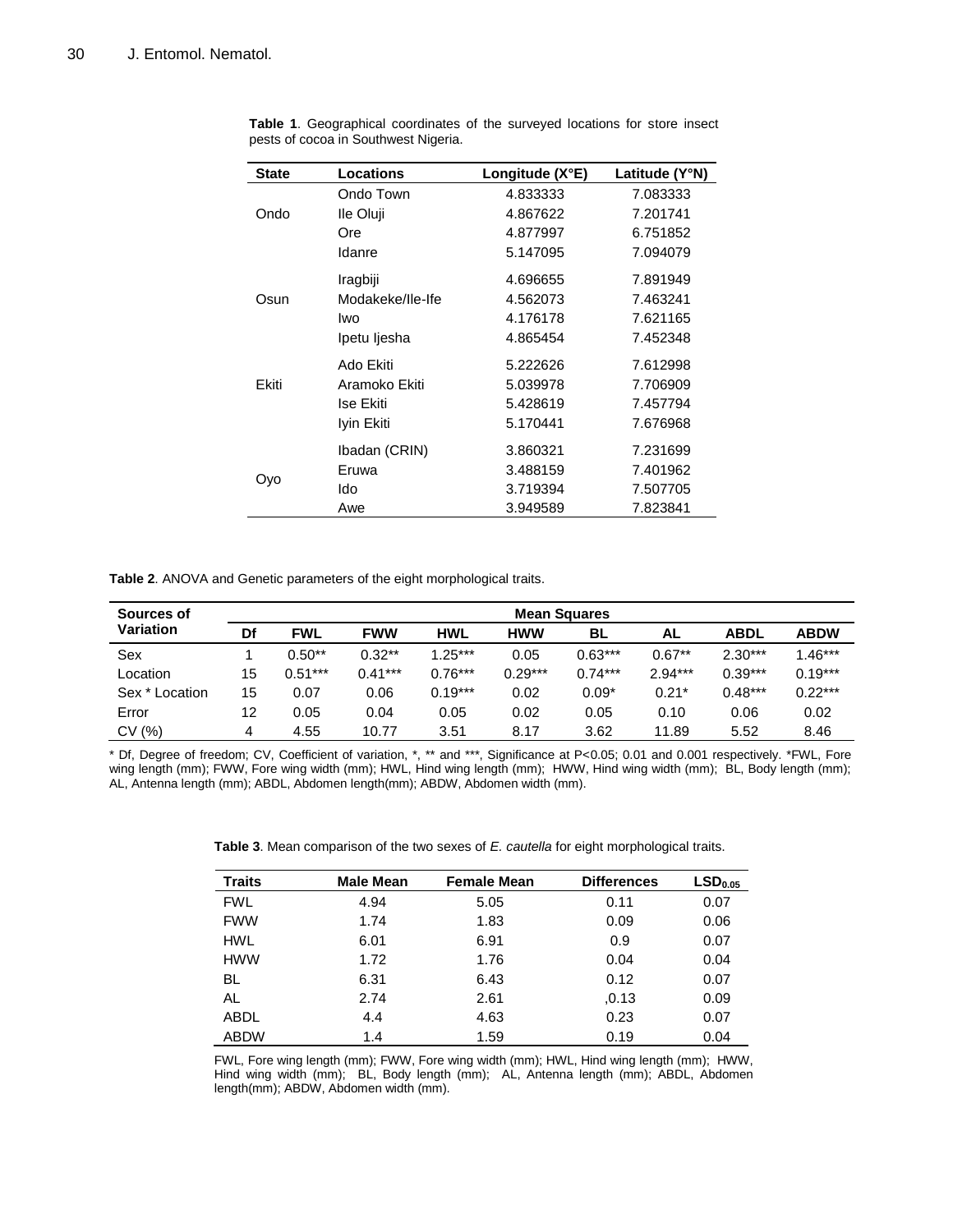**Table 1**. Geographical coordinates of the surveyed locations for store insect pests of cocoa in Southwest Nigeria.

| State | Locations | Longitude (X°E) | Latitude (Y°N) |
|---|---|---|---|
| Ondo | Ondo Town | 4.833333 | 7.083333 |
| | Ile Oluji | 4.867622 | 7.201741 |
| | Ore | 4.877997 | 6.751852 |
| | Idanre | 5.147095 | 7.094079 |
| Osun | Iragbiji | 4.696655 | 7.891949 |
| | Modakeke/Ile-Ife | 4.562073 | 7.463241 |
| | Iwo | 4.176178 | 7.621165 |
| | Ipetu Ijesha | 4.865454 | 7.452348 |
| Ekiti | Ado Ekiti | 5.222626 | 7.612998 |
| | Aramoko Ekiti | 5.039978 | 7.706909 |
| | Ise Ekiti | 5.428619 | 7.457794 |
| | Iyin Ekiti | 5.170441 | 7.676968 |
| Oyo | Ibadan (CRIN) | 3.860321 | 7.231699 |
| | Eruwa | 3.488159 | 7.401962 |
| | Ido | 3.719394 | 7.507705 |
| | Awe | 3.949589 | 7.823841 |

**Table 2**. ANOVA and Genetic parameters of the eight morphological traits.

| Sources of Variation | Mean Squares | | | | | | | | |
|---|---|---|---|---|---|---|---|---|---|
| | Df | FWL | FWW | HWL | HWW | BL | AL | ABDL | ABDW |
| Sex | 1 | 0.50** | 0.32** | 1.25*** | 0.05 | 0.63*** | 0.67** | 2.30*** | 1.46*** |
| Location | 15 | 0.51*** | 0.41*** | 0.76*** | 0.29*** | 0.74*** | 2.94*** | 0.39*** | 0.19*** |
| Sex * Location | 15 | 0.07 | 0.06 | 0.19*** | 0.02 | 0.09* | 0.21* | 0.48*** | 0.22*** |
| Error | 12 | 0.05 | 0.04 | 0.05 | 0.02 | 0.05 | 0.10 | 0.06 | 0.02 |
| CV (%) | 4 | 4.55 | 10.77 | 3.51 | 8.17 | 3.62 | 11.89 | 5.52 | 8.46 |

* Df, Degree of freedom; CV, Coefficient of variation, *, ** and ***, Significance at P<0.05; 0.01 and 0.001 respectively. *FWL, Fore wing length (mm); FWW, Fore wing width (mm); HWL, Hind wing length (mm); HWW, Hind wing width (mm); BL, Body length (mm); AL, Antenna length (mm); ABDL, Abdomen length(mm); ABDW, Abdomen width (mm).

**Table 3**. Mean comparison of the two sexes of *E. cautella* for eight morphological traits.

| Traits | Male Mean | Female Mean | Differences | $LSD_{0.05}$ |
|---|---|---|---|---|
| FWL | 4.94 | 5.05 | 0.11 | 0.07 |
| FWW | 1.74 | 1.83 | 0.09 | 0.06 |
| HWL | 6.01 | 6.91 | 0.9 | 0.07 |
| HWW | 1.72 | 1.76 | 0.04 | 0.04 |
| BL | 6.31 | 6.43 | 0.12 | 0.07 |
| AL | 2.74 | 2.61 | ,0.13 | 0.09 |
| ABDL | 4.4 | 4.63 | 0.23 | 0.07 |
| ABDW | 1.4 | 1.59 | 0.19 | 0.04 |

FWL, Fore wing length (mm); FWW, Fore wing width (mm); HWL, Hind wing length (mm); HWW, Hind wing width (mm); BL, Body length (mm); AL, Antenna length (mm); ABDL, Abdomen length(mm); ABDW, Abdomen width (mm).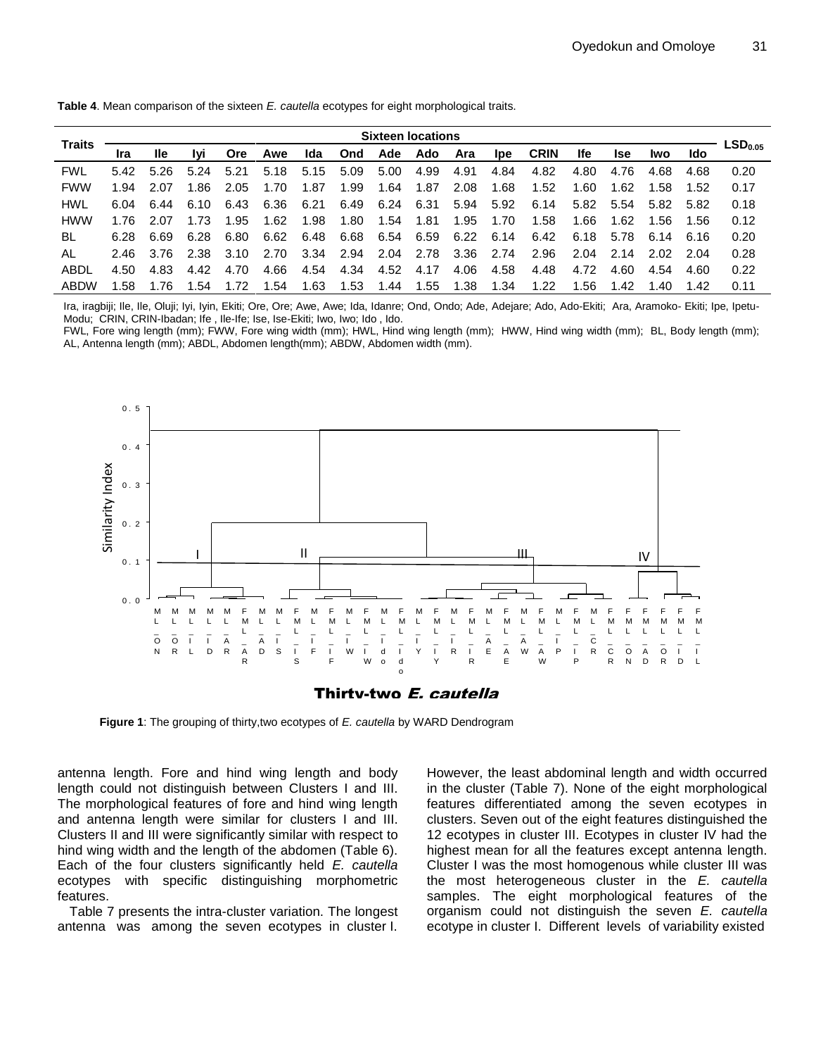**Table 4**. Mean comparison of the sixteen *E. cautella* ecotypes for eight morphological traits.

| Traits | Sixteen locations | | | | | | | | | | | | | | | | $LSD_{0.05}$ |
|---|---|---|---|---|---|---|---|---|---|---|---|---|---|---|---|---|---|
| | Ira | Ile | Iyi | Ore | Awe | Ida | Ond | Ade | Ado | Ara | Ipe | CRIN | Ife | Ise | Iwo | Ido | |
| FWL | 5.42 | 5.26 | 5.24 | 5.21 | 5.18 | 5.15 | 5.09 | 5.00 | 4.99 | 4.91 | 4.84 | 4.82 | 4.80 | 4.76 | 4.68 | 4.68 | 0.20 |
| FWW | 1.94 | 2.07 | 1.86 | 2.05 | 1.70 | 1.87 | 1.99 | 1.64 | 1.87 | 2.08 | 1.68 | 1.52 | 1.60 | 1.62 | 1.58 | 1.52 | 0.17 |
| HWL | 6.04 | 6.44 | 6.10 | 6.43 | 6.36 | 6.21 | 6.49 | 6.24 | 6.31 | 5.94 | 5.92 | 6.14 | 5.82 | 5.54 | 5.82 | 5.82 | 0.18 |
| HWW | 1.76 | 2.07 | 1.73 | 1.95 | 1.62 | 1.98 | 1.80 | 1.54 | 1.81 | 1.95 | 1.70 | 1.58 | 1.66 | 1.62 | 1.56 | 1.56 | 0.12 |
| BL | 6.28 | 6.69 | 6.28 | 6.80 | 6.62 | 6.48 | 6.68 | 6.54 | 6.59 | 6.22 | 6.14 | 6.42 | 6.18 | 5.78 | 6.14 | 6.16 | 0.20 |
| AL | 2.46 | 3.76 | 2.38 | 3.10 | 2.70 | 3.34 | 2.94 | 2.04 | 2.78 | 3.36 | 2.74 | 2.96 | 2.04 | 2.14 | 2.02 | 2.04 | 0.28 |
| ABDL | 4.50 | 4.83 | 4.42 | 4.70 | 4.66 | 4.54 | 4.34 | 4.52 | 4.17 | 4.06 | 4.58 | 4.48 | 4.72 | 4.60 | 4.54 | 4.60 | 0.22 |
| ABDW | 1.58 | 1.76 | 1.54 | 1.72 | 1.54 | 1.63 | 1.53 | 1.44 | 1.55 | 1.38 | 1.34 | 1.22 | 1.56 | 1.42 | 1.40 | 1.42 | 0.11 |

Ira, iragbiji; Ile, Ile, Oluji; Iyi, Iyin, Ekiti; Ore, Ore; Awe, Awe; Ida, Idanre; Ond, Ondo; Ade, Adejare; Ado, Ado-Ekiti; Ara, Aramoko- Ekiti; Ipe, Ipetu-Modu; CRIN, CRIN-Ibadan; Ife , Ile-Ife; Ise, Ise-Ekiti; Iwo, Iwo; Ido , Ido.
FWL, Fore wing length (mm); FWW, Fore wing width (mm); HWL, Hind wing length (mm); HWW, Hind wing width (mm); BL, Body length (mm); AL, Antenna length (mm); ABDL, Abdomen length(mm); ABDW, Abdomen width (mm).

**Figure 1**: The grouping of thirty,two ecotypes of *E. cautella* by WARD Dendrogram

antenna length. Fore and hind wing length and body length could not distinguish between Clusters I and III. The morphological features of fore and hind wing length and antenna length were similar for clusters I and III. Clusters II and III were significantly similar with respect to hind wing width and the length of the abdomen (Table 6). Each of the four clusters significantly held *E. cautella* ecotypes with specific distinguishing morphometric features.

Table 7 presents the intra-cluster variation. The longest antenna was among the seven ecotypes in cluster I. However, the least abdominal length and width occurred in the cluster (Table 7). None of the eight morphological features differentiated among the seven ecotypes in clusters. Seven out of the eight features distinguished the 12 ecotypes in cluster III. Ecotypes in cluster IV had the highest mean for all the features except antenna length. Cluster I was the most homogenous while cluster III was the most heterogeneous cluster in the *E. cautella* samples. The eight morphological features of the organism could not distinguish the seven *E. cautella* ecotype in cluster I. Different levels of variability existed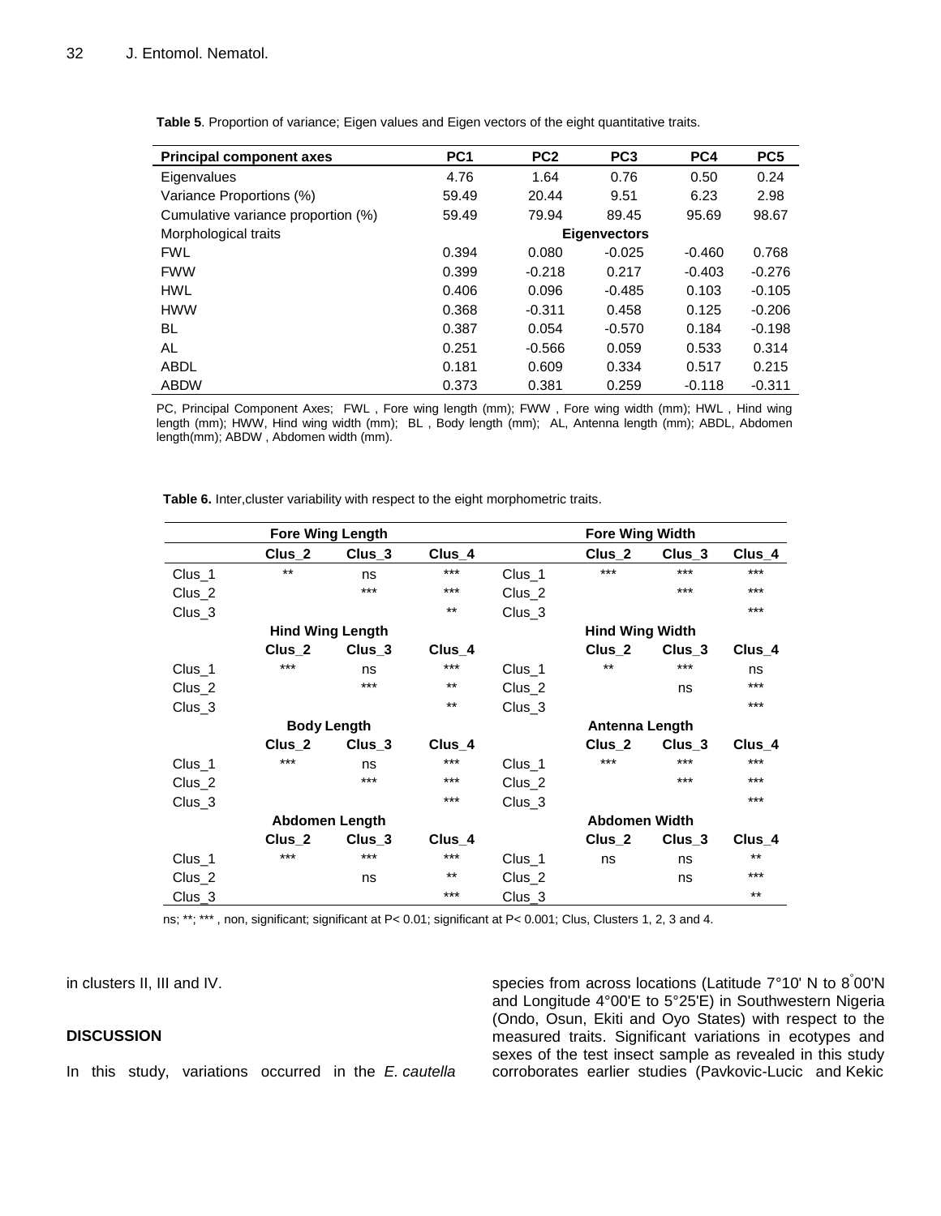**Table 5**. Proportion of variance; Eigen values and Eigen vectors of the eight quantitative traits.

| Principal component axes | PC1 | PC2 | PC3 | PC4 | PC5 |
|---|---|---|---|---|---|
| Eigenvalues | 4.76 | 1.64 | 0.76 | 0.50 | 0.24 |
| Variance Proportions (%) | 59.49 | 20.44 | 9.51 | 6.23 | 2.98 |
| Cumulative variance proportion (%) | 59.49 | 79.94 | 89.45 | 95.69 | 98.67 |
| Morphological traits | | | Eigenvectors | | |
| FWL | 0.394 | 0.080 | -0.025 | -0.460 | 0.768 |
| FWW | 0.399 | -0.218 | 0.217 | -0.403 | -0.276 |
| HWL | 0.406 | 0.096 | -0.485 | 0.103 | -0.105 |
| HWW | 0.368 | -0.311 | 0.458 | 0.125 | -0.206 |
| BL | 0.387 | 0.054 | -0.570 | 0.184 | -0.198 |
| AL | 0.251 | -0.566 | 0.059 | 0.533 | 0.314 |
| ABDL | 0.181 | 0.609 | 0.334 | 0.517 | 0.215 |
| ABDW | 0.373 | 0.381 | 0.259 | -0.118 | -0.311 |

PC, Principal Component Axes; FWL , Fore wing length (mm); FWW , Fore wing width (mm); HWL , Hind wing length (mm); HWW, Hind wing width (mm); BL , Body length (mm); AL, Antenna length (mm); ABDL, Abdomen length(mm); ABDW , Abdomen width (mm).

**Table 6.** Inter,cluster variability with respect to the eight morphometric traits.

| | Fore Wing Length | | | | Fore Wing Width | | |
|---|---|---|---|---|---|---|---|
| | Clus_2 | Clus_3 | Clus_4 | | Clus_2 | Clus_3 | Clus_4 |
| Clus_1 | ** | ns | *** | Clus_1 | *** | *** | *** |
| Clus_2 | | *** | *** | Clus_2 | | *** | *** |
| Clus_3 | | | ** | Clus_3 | | | *** |
| | **Hind Wing Length** | | | | **Hind Wing Width** | | |
| | Clus_2 | Clus_3 | Clus_4 | | Clus_2 | Clus_3 | Clus_4 |
| Clus_1 | *** | ns | *** | Clus_1 | ** | *** | ns |
| Clus_2 | | *** | ** | Clus_2 | | ns | *** |
| Clus_3 | | | ** | Clus_3 | | | *** |
| | **Body Length** | | | | **Antenna Length** | | |
| | Clus_2 | Clus_3 | Clus_4 | | Clus_2 | Clus_3 | Clus_4 |
| Clus_1 | *** | ns | *** | Clus_1 | *** | *** | *** |
| Clus_2 | | *** | *** | Clus_2 | | *** | *** |
| Clus_3 | | | *** | Clus_3 | | | *** |
| | **Abdomen Length** | | | | **Abdomen Width** | | |
| | Clus_2 | Clus_3 | Clus_4 | | Clus_2 | Clus_3 | Clus_4 |
| Clus_1 | *** | *** | *** | Clus_1 | ns | ns | ** |
| Clus_2 | | ns | ** | Clus_2 | | ns | *** |
| Clus_3 | | | *** | Clus_3 | | | ** |

ns; **; *** , non, significant; significant at P< 0.01; significant at P< 0.001; Clus, Clusters 1, 2, 3 and 4.

in clusters II, III and IV.

## DISCUSSION

In this study, variations occurred in the *E. cautella* species from across locations (Latitude 7°10' N to 8°00'N and Longitude 4°00'E to 5°25'E) in Southwestern Nigeria (Ondo, Osun, Ekiti and Oyo States) with respect to the measured traits. Significant variations in ecotypes and sexes of the test insect sample as revealed in this study corroborates earlier studies (Pavkovic-Lucic and Kekic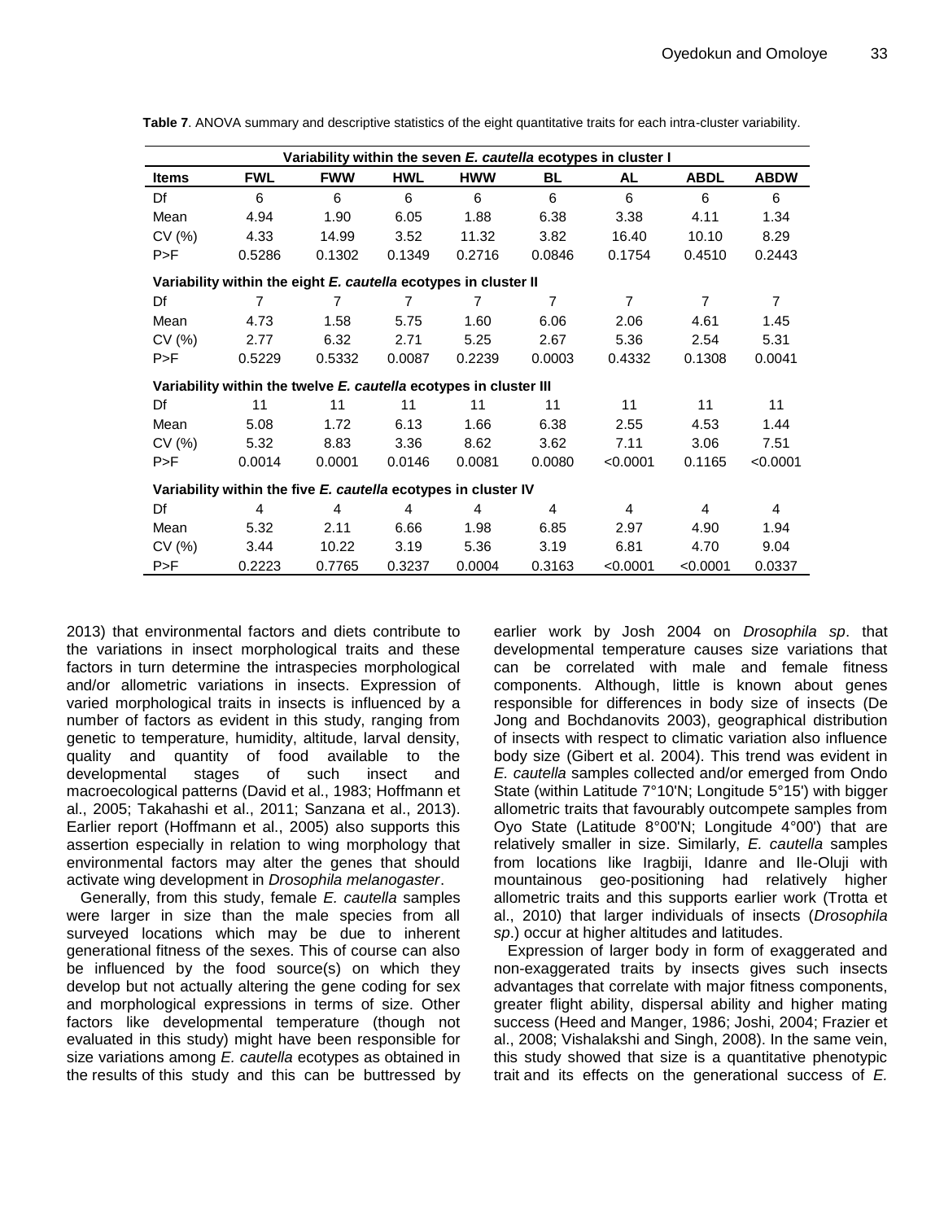**Table 7**. ANOVA summary and descriptive statistics of the eight quantitative traits for each intra-cluster variability.

| Items | FWL | FWW | HWL | HWW | BL | AL | ABDL | ABDW |
|---|---|---|---|---|---|---|---|---|
| **Variability within the seven *E. cautella* ecotypes in cluster I** | | | | | | | | |
| Df | 6 | 6 | 6 | 6 | 6 | 6 | 6 | 6 |
| Mean | 4.94 | 1.90 | 6.05 | 1.88 | 6.38 | 3.38 | 4.11 | 1.34 |
| CV (%) | 4.33 | 14.99 | 3.52 | 11.32 | 3.82 | 16.40 | 10.10 | 8.29 |
| P>F | 0.5286 | 0.1302 | 0.1349 | 0.2716 | 0.0846 | 0.1754 | 0.4510 | 0.2443 |
| **Variability within the eight *E. cautella* ecotypes in cluster II** | | | | | | | | |
| Df | 7 | 7 | 7 | 7 | 7 | 7 | 7 | 7 |
| Mean | 4.73 | 1.58 | 5.75 | 1.60 | 6.06 | 2.06 | 4.61 | 1.45 |
| CV (%) | 2.77 | 6.32 | 2.71 | 5.25 | 2.67 | 5.36 | 2.54 | 5.31 |
| P>F | 0.5229 | 0.5332 | 0.0087 | 0.2239 | 0.0003 | 0.4332 | 0.1308 | 0.0041 |
| **Variability within the twelve *E. cautella* ecotypes in cluster III** | | | | | | | | |
| Df | 11 | 11 | 11 | 11 | 11 | 11 | 11 | 11 |
| Mean | 5.08 | 1.72 | 6.13 | 1.66 | 6.38 | 2.55 | 4.53 | 1.44 |
| CV (%) | 5.32 | 8.83 | 3.36 | 8.62 | 3.62 | 7.11 | 3.06 | 7.51 |
| P>F | 0.0014 | 0.0001 | 0.0146 | 0.0081 | 0.0080 | <0.0001 | 0.1165 | <0.0001 |
| **Variability within the five *E. cautella* ecotypes in cluster IV** | | | | | | | | |
| Df | 4 | 4 | 4 | 4 | 4 | 4 | 4 | 4 |
| Mean | 5.32 | 2.11 | 6.66 | 1.98 | 6.85 | 2.97 | 4.90 | 1.94 |
| CV (%) | 3.44 | 10.22 | 3.19 | 5.36 | 3.19 | 6.81 | 4.70 | 9.04 |
| P>F | 0.2223 | 0.7765 | 0.3237 | 0.0004 | 0.3163 | <0.0001 | <0.0001 | 0.0337 |

2013) that environmental factors and diets contribute to the variations in insect morphological traits and these factors in turn determine the intraspecies morphological and/or allometric variations in insects. Expression of varied morphological traits in insects is influenced by a number of factors as evident in this study, ranging from genetic to temperature, humidity, altitude, larval density, quality and quantity of food available to the developmental stages of such insect and macroecological patterns (David et al., 1983; Hoffmann et al., 2005; Takahashi et al., 2011; Sanzana et al., 2013). Earlier report (Hoffmann et al., 2005) also supports this assertion especially in relation to wing morphology that environmental factors may alter the genes that should activate wing development in *Drosophila melanogaster*.

Generally, from this study, female *E. cautella* samples were larger in size than the male species from all surveyed locations which may be due to inherent generational fitness of the sexes. This of course can also be influenced by the food source(s) on which they develop but not actually altering the gene coding for sex and morphological expressions in terms of size. Other factors like developmental temperature (though not evaluated in this study) might have been responsible for size variations among *E. cautella* ecotypes as obtained in the results of this study and this can be buttressed by earlier work by Josh 2004 on *Drosophila sp*. that developmental temperature causes size variations that can be correlated with male and female fitness components. Although, little is known about genes responsible for differences in body size of insects (De Jong and Bochdanovits 2003), geographical distribution of insects with respect to climatic variation also influence body size (Gibert et al. 2004). This trend was evident in *E. cautella* samples collected and/or emerged from Ondo State (within Latitude 7°10'N; Longitude 5°15') with bigger allometric traits that favourably outcompete samples from Oyo State (Latitude 8°00'N; Longitude 4°00') that are relatively smaller in size. Similarly, *E. cautella* samples from locations like Iragbiji, Idanre and Ile-Oluji with mountainous geo-positioning had relatively higher allometric traits and this supports earlier work (Trotta et al., 2010) that larger individuals of insects (*Drosophila sp*.) occur at higher altitudes and latitudes.

Expression of larger body in form of exaggerated and non-exaggerated traits by insects gives such insects advantages that correlate with major fitness components, greater flight ability, dispersal ability and higher mating success (Heed and Manger, 1986; Joshi, 2004; Frazier et al., 2008; Vishalakshi and Singh, 2008). In the same vein, this study showed that size is a quantitative phenotypic trait and its effects on the generational success of *E.*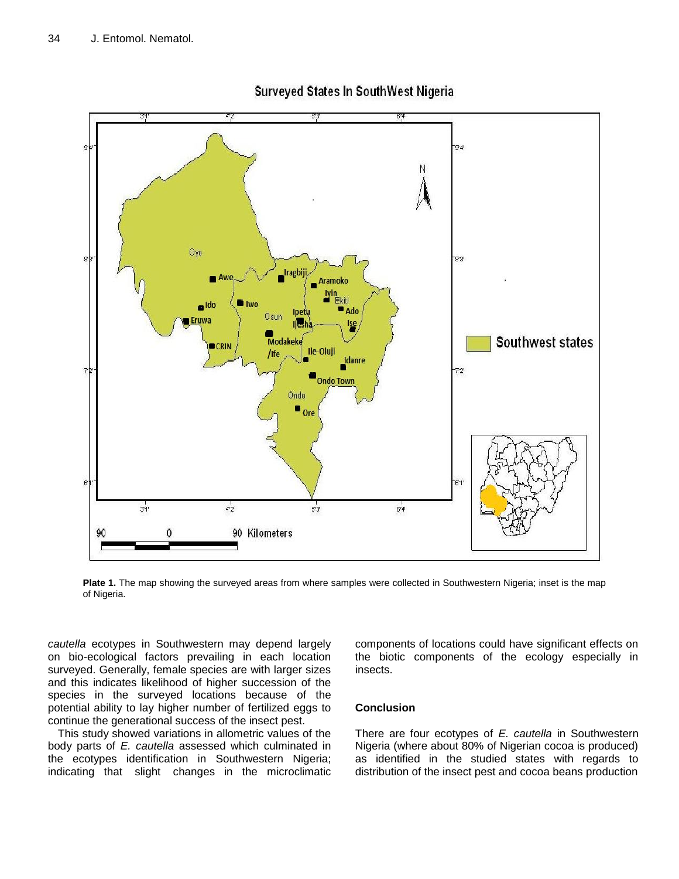**Plate 1.** The map showing the surveyed areas from where samples were collected in Southwestern Nigeria; inset is the map of Nigeria.

*cautella* ecotypes in Southwestern may depend largely on bio-ecological factors prevailing in each location surveyed. Generally, female species are with larger sizes and this indicates likelihood of higher succession of the species in the surveyed locations because of the potential ability to lay higher number of fertilized eggs to continue the generational success of the insect pest.

This study showed variations in allometric values of the body parts of *E. cautella* assessed which culminated in the ecotypes identification in Southwestern Nigeria; indicating that slight changes in the microclimatic components of locations could have significant effects on the biotic components of the ecology especially in insects.

## Conclusion

There are four ecotypes of *E. cautella* in Southwestern Nigeria (where about 80% of Nigerian cocoa is produced) as identified in the studied states with regards to distribution of the insect pest and cocoa beans production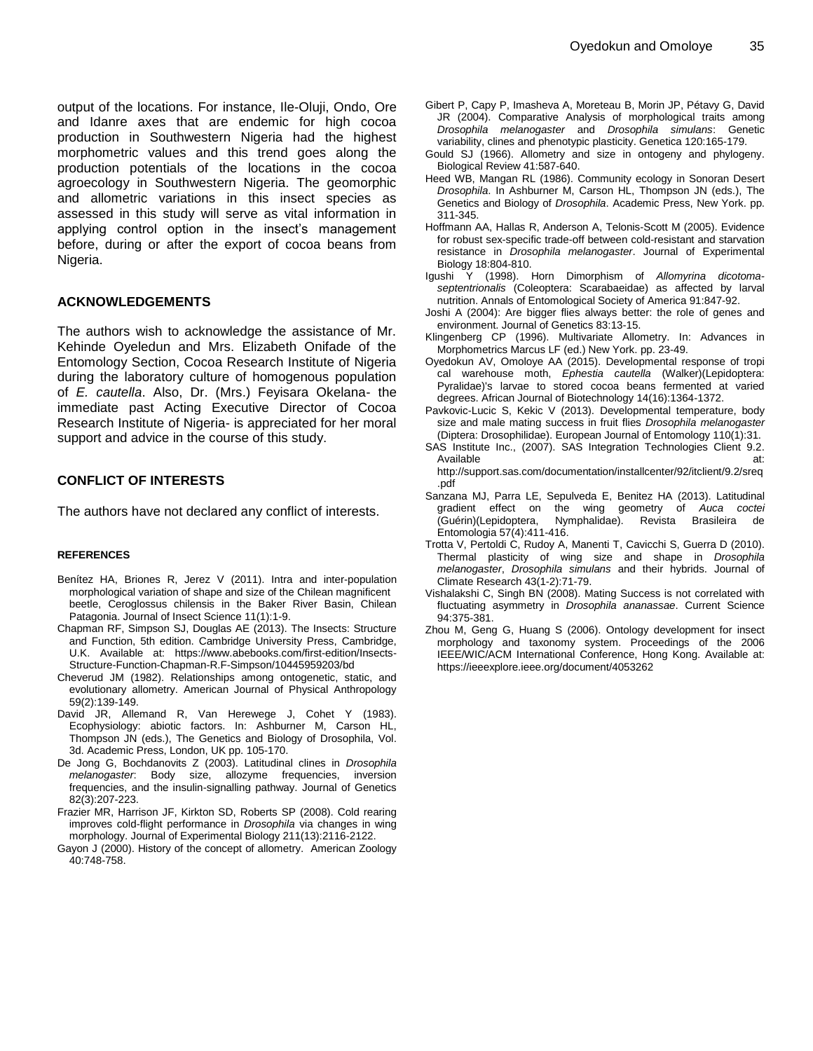output of the locations. For instance, Ile-Oluji, Ondo, Ore and Idanre axes that are endemic for high cocoa production in Southwestern Nigeria had the highest morphometric values and this trend goes along the production potentials of the locations in the cocoa agroecology in Southwestern Nigeria. The geomorphic and allometric variations in this insect species as assessed in this study will serve as vital information in applying control option in the insect's management before, during or after the export of cocoa beans from Nigeria.

## ACKNOWLEDGEMENTS

The authors wish to acknowledge the assistance of Mr. Kehinde Oyeledun and Mrs. Elizabeth Onifade of the Entomology Section, Cocoa Research Institute of Nigeria during the laboratory culture of homogenous population of *E. cautella*. Also, Dr. (Mrs.) Feyisara Okelana- the immediate past Acting Executive Director of Cocoa Research Institute of Nigeria- is appreciated for her moral support and advice in the course of this study.

## CONFLICT OF INTERESTS

The authors have not declared any conflict of interests.

## REFERENCES

Benítez HA, Briones R, Jerez V (2011). Intra and inter-population morphological variation of shape and size of the Chilean magnificent beetle, Ceroglossus chilensis in the Baker River Basin, Chilean Patagonia. Journal of Insect Science 11(1):1-9.

Chapman RF, Simpson SJ, Douglas AE (2013). The Insects: Structure and Function, 5th edition. Cambridge University Press, Cambridge, U.K. Available at: https://www.abebooks.com/first-edition/Insects-Structure-Function-Chapman-R.F-Simpson/10445959203/bd

Cheverud JM (1982). Relationships among ontogenetic, static, and evolutionary allometry. American Journal of Physical Anthropology 59(2):139-149.

David JR, Allemand R, Van Herewege J, Cohet Y (1983). Ecophysiology: abiotic factors. In: Ashburner M, Carson HL, Thompson JN (eds.), The Genetics and Biology of Drosophila, Vol. 3d. Academic Press, London, UK pp. 105-170.

De Jong G, Bochdanovits Z (2003). Latitudinal clines in *Drosophila melanogaster*: Body size, allozyme frequencies, inversion frequencies, and the insulin-signalling pathway. Journal of Genetics 82(3):207-223.

Frazier MR, Harrison JF, Kirkton SD, Roberts SP (2008). Cold rearing improves cold-flight performance in *Drosophila* via changes in wing morphology. Journal of Experimental Biology 211(13):2116-2122.

Gayon J (2000). History of the concept of allometry. American Zoology 40:748-758.

Gibert P, Capy P, Imasheva A, Moreteau B, Morin JP, Pétavy G, David JR (2004). Comparative Analysis of morphological traits among *Drosophila melanogaster* and *Drosophila simulans*: Genetic variability, clines and phenotypic plasticity. Genetica 120:165-179.

Gould SJ (1966). Allometry and size in ontogeny and phylogeny. Biological Review 41:587-640.

Heed WB, Mangan RL (1986). Community ecology in Sonoran Desert *Drosophila*. In Ashburner M, Carson HL, Thompson JN (eds.), The Genetics and Biology of *Drosophila*. Academic Press, New York. pp. 311-345.

Hoffmann AA, Hallas R, Anderson A, Telonis-Scott M (2005). Evidence for robust sex-specific trade-off between cold-resistant and starvation resistance in *Drosophila melanogaster*. Journal of Experimental Biology 18:804-810.

Igushi Y (1998). Horn Dimorphism of *Allomyrina dicotoma-septentrionalis* (Coleoptera: Scarabaeidae) as affected by larval nutrition. Annals of Entomological Society of America 91:847-92.

Joshi A (2004): Are bigger flies always better: the role of genes and environment. Journal of Genetics 83:13-15.

Klingenberg CP (1996). Multivariate Allometry. In: Advances in Morphometrics Marcus LF (ed.) New York. pp. 23-49.

Oyedokun AV, Omoloye AA (2015). Developmental response of tropi cal warehouse moth, *Ephestia cautella* (Walker)(Lepidoptera: Pyralidae)'s larvae to stored cocoa beans fermented at varied degrees. African Journal of Biotechnology 14(16):1364-1372.

Pavkovic-Lucic S, Kekic V (2013). Developmental temperature, body size and male mating success in fruit flies *Drosophila melanogaster* (Diptera: Drosophilidae). European Journal of Entomology 110(1):31.

SAS Institute Inc., (2007). SAS Integration Technologies Client 9.2. Available at: http://support.sas.com/documentation/installcenter/92/itclient/9.2/sreq.pdf

Sanzana MJ, Parra LE, Sepulveda E, Benitez HA (2013). Latitudinal gradient effect on the wing geometry of *Auca coctei* (Guérin)(Lepidoptera, Nymphalidae). Revista Brasileira de Entomologia 57(4):411-416.

Trotta V, Pertoldi C, Rudoy A, Manenti T, Cavicchi S, Guerra D (2010). Thermal plasticity of wing size and shape in *Drosophila melanogaster*, *Drosophila simulans* and their hybrids. Journal of Climate Research 43(1-2):71-79.

Vishalakshi C, Singh BN (2008). Mating Success is not correlated with fluctuating asymmetry in *Drosophila ananassae*. Current Science 94:375-381.

Zhou M, Geng G, Huang S (2006). Ontology development for insect morphology and taxonomy system. Proceedings of the 2006 IEEE/WIC/ACM International Conference, Hong Kong. Available at: https://ieeexplore.ieee.org/document/4053262